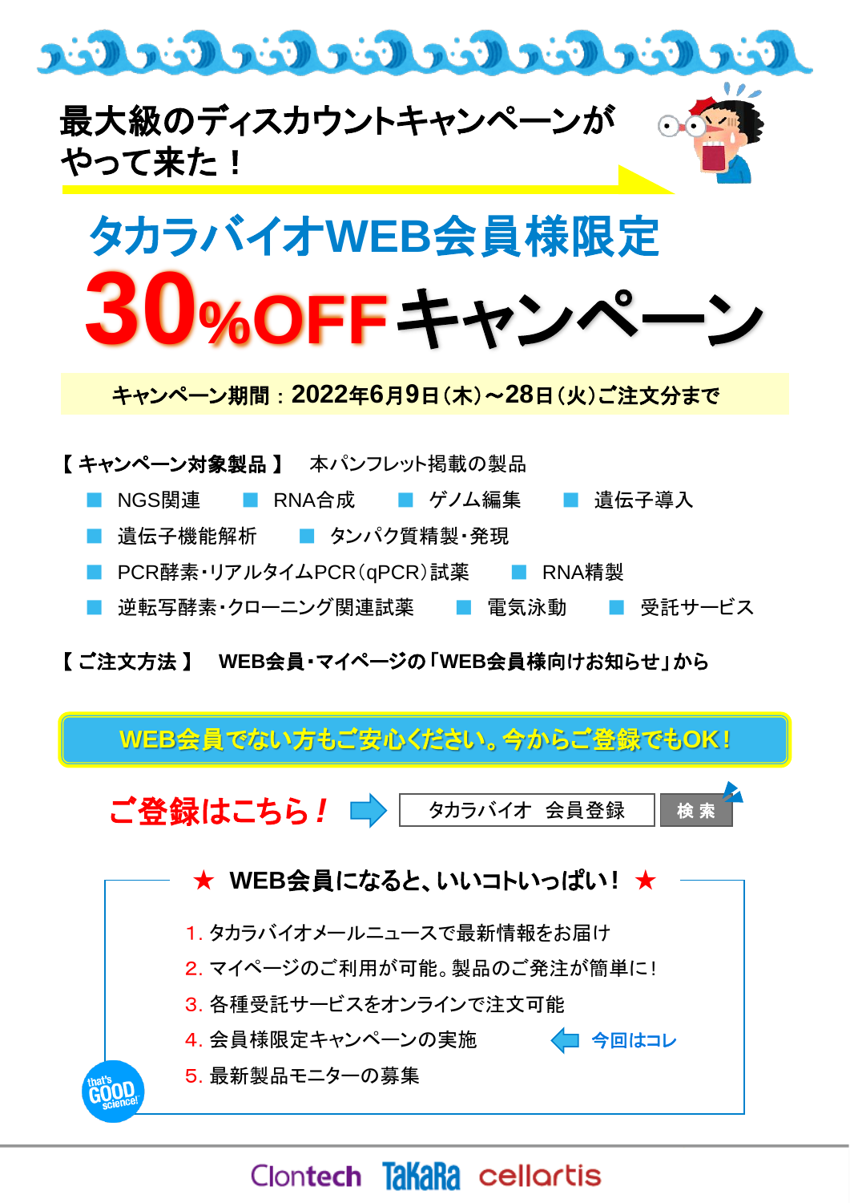# 最大級のディスカウントキャンペーンがやって来た！

# タカラバイオWEB会員様限定
# 30%OFFキャンペーン

**キャンペーン期間：2022年6月9日（木）～28日（火）ご注文分まで**

**【キャンペーン対象製品】** 本パンフレット掲載の製品

- NGS関連
- RNA合成
- ゲノム編集
- 遺伝子導入
- 遺伝子機能解析
- タンパク質精製・発現
- PCR酵素・リアルタイムPCR（qPCR）試薬
- RNA精製
- 逆転写酵素・クローニング関連試薬
- 電気泳動
- 受託サービス

**【ご注文方法】 WEB会員・マイページの「WEB会員様向けお知らせ」から**

**WEB会員でない方もご安心ください。今からご登録でもOK！**

**ご登録はこちら！** タカラバイオ 会員登録 検索

### ★ WEB会員になると、いいコトいっぱい！★

1. タカラバイオメールニュースで最新情報をお届け
2. マイページのご利用が可能。製品のご発注が簡単に！
3. 各種受託サービスをオンラインで注文可能
4. 会員様限定キャンペーンの実施 ← 今回はコレ
5. 最新製品モニターの募集

Clontech TaKaRa cellartis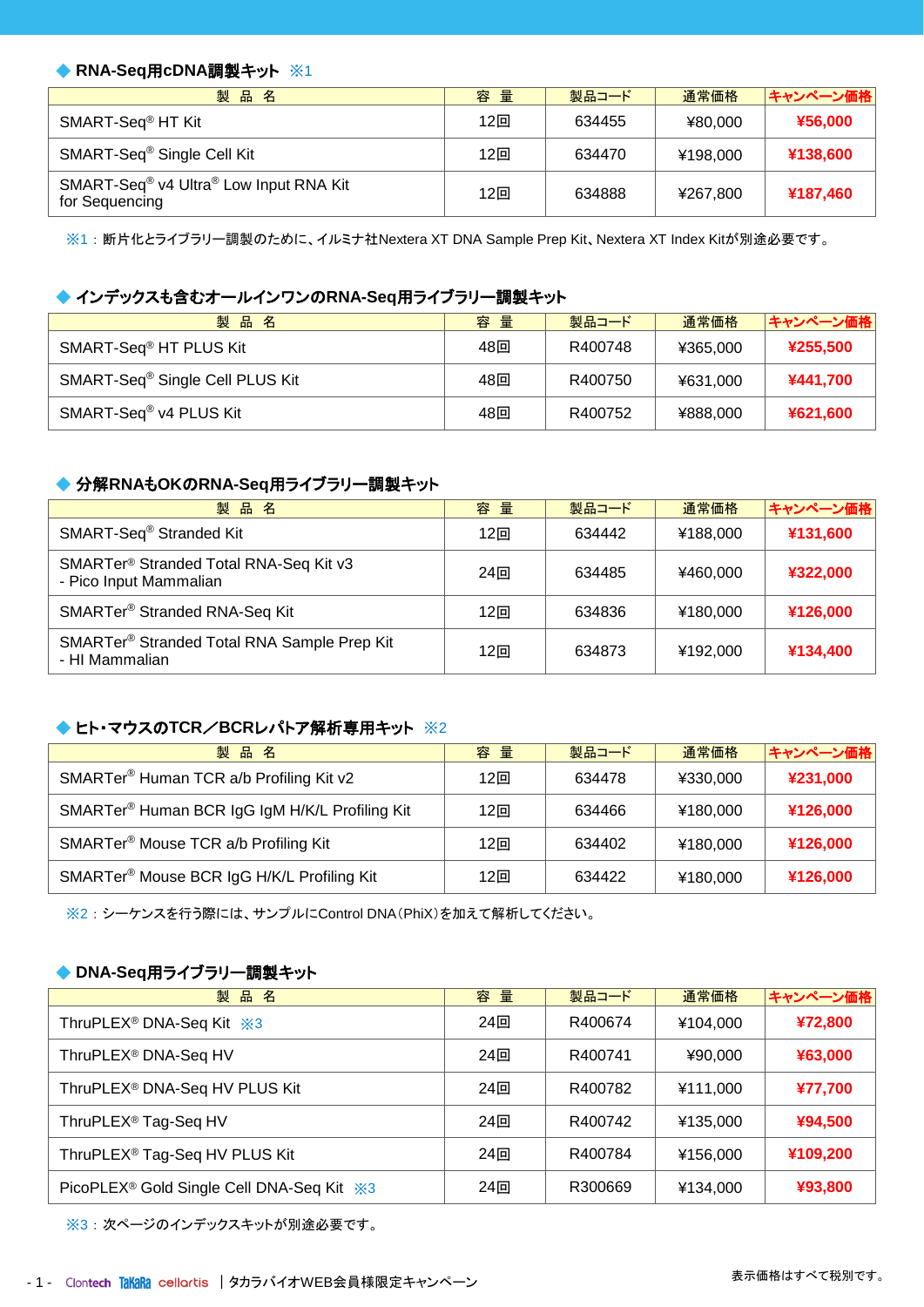## ◆ RNA-Seq用cDNA調製キット ※1

| 製品名 | 容量 | 製品コード | 通常価格 | キャンペーン価格 |
|---|---|---|---|---|
| SMART-Seq® HT Kit | 12回 | 634455 | ¥80,000 | **¥56,000** |
| SMART-Seq® Single Cell Kit | 12回 | 634470 | ¥198,000 | **¥138,600** |
| SMART-Seq® v4 Ultra® Low Input RNA Kit for Sequencing | 12回 | 634888 | ¥267,800 | **¥187,460** |

※1：断片化とライブラリー調製のために、イルミナ社Nextera XT DNA Sample Prep Kit、Nextera XT Index Kitが別途必要です。

## ◆ インデックスも含むオールインワンのRNA-Seq用ライブラリー調製キット

| 製品名 | 容量 | 製品コード | 通常価格 | キャンペーン価格 |
|---|---|---|---|---|
| SMART-Seq® HT PLUS Kit | 48回 | R400748 | ¥365,000 | **¥255,500** |
| SMART-Seq® Single Cell PLUS Kit | 48回 | R400750 | ¥631,000 | **¥441,700** |
| SMART-Seq® v4 PLUS Kit | 48回 | R400752 | ¥888,000 | **¥621,600** |

## ◆ 分解RNAもOKのRNA-Seq用ライブラリー調製キット

| 製品名 | 容量 | 製品コード | 通常価格 | キャンペーン価格 |
|---|---|---|---|---|
| SMART-Seq® Stranded Kit | 12回 | 634442 | ¥188,000 | **¥131,600** |
| SMARTer® Stranded Total RNA-Seq Kit v3 - Pico Input Mammalian | 24回 | 634485 | ¥460,000 | **¥322,000** |
| SMARTer® Stranded RNA-Seq Kit | 12回 | 634836 | ¥180,000 | **¥126,000** |
| SMARTer® Stranded Total RNA Sample Prep Kit - HI Mammalian | 12回 | 634873 | ¥192,000 | **¥134,400** |

## ◆ ヒト・マウスのTCR／BCRレパトア解析専用キット ※2

| 製品名 | 容量 | 製品コード | 通常価格 | キャンペーン価格 |
|---|---|---|---|---|
| SMARTer® Human TCR a/b Profiling Kit v2 | 12回 | 634478 | ¥330,000 | **¥231,000** |
| SMARTer® Human BCR IgG IgM H/K/L Profiling Kit | 12回 | 634466 | ¥180,000 | **¥126,000** |
| SMARTer® Mouse TCR a/b Profiling Kit | 12回 | 634402 | ¥180,000 | **¥126,000** |
| SMARTer® Mouse BCR IgG H/K/L Profiling Kit | 12回 | 634422 | ¥180,000 | **¥126,000** |

※2：シーケンスを行う際には、サンプルにControl DNA（PhiX）を加えて解析してください。

## ◆ DNA-Seq用ライブラリー調製キット

| 製品名 | 容量 | 製品コード | 通常価格 | キャンペーン価格 |
|---|---|---|---|---|
| ThruPLEX® DNA-Seq Kit ※3 | 24回 | R400674 | ¥104,000 | **¥72,800** |
| ThruPLEX® DNA-Seq HV | 24回 | R400741 | ¥90,000 | **¥63,000** |
| ThruPLEX® DNA-Seq HV PLUS Kit | 24回 | R400782 | ¥111,000 | **¥77,700** |
| ThruPLEX® Tag-Seq HV | 24回 | R400742 | ¥135,000 | **¥94,500** |
| ThruPLEX® Tag-Seq HV PLUS Kit | 24回 | R400784 | ¥156,000 | **¥109,200** |
| PicoPLEX® Gold Single Cell DNA-Seq Kit ※3 | 24回 | R300669 | ¥134,000 | **¥93,800** |

※3：次ページのインデックスキットが別途必要です。

表示価格はすべて税別です。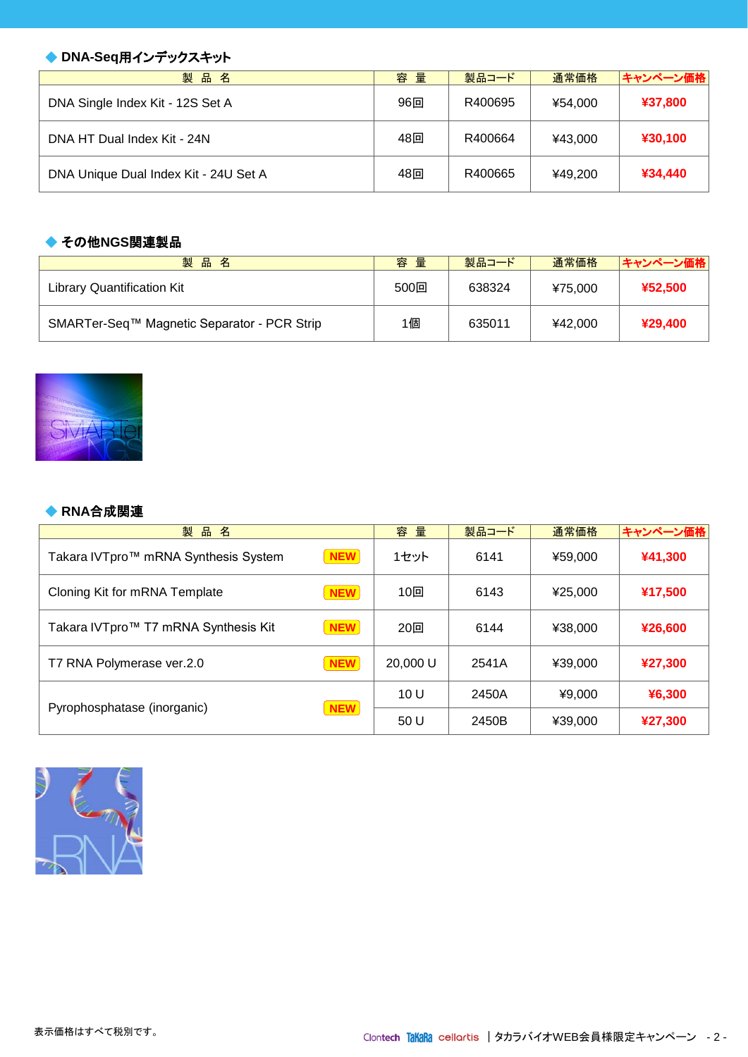### ◆ DNA-Seq用インデックスキット

| 製 品 名 | 容 量 | 製品コード | 通常価格 | キャンペーン価格 |
|---|---|---|---|---|
| DNA Single Index Kit - 12S Set A | 96回 | R400695 | ¥54,000 | **¥37,800** |
| DNA HT Dual Index Kit - 24N | 48回 | R400664 | ¥43,000 | **¥30,100** |
| DNA Unique Dual Index Kit - 24U Set A | 48回 | R400665 | ¥49,200 | **¥34,440** |

### ◆ その他NGS関連製品

| 製 品 名 | 容 量 | 製品コード | 通常価格 | キャンペーン価格 |
|---|---|---|---|---|
| Library Quantification Kit | 500回 | 638324 | ¥75,000 | **¥52,500** |
| SMARTer-Seq™ Magnetic Separator - PCR Strip | 1個 | 635011 | ¥42,000 | **¥29,400** |

### ◆ RNA合成関連

| 製 品 名 | 容 量 | 製品コード | 通常価格 | キャンペーン価格 |
|---|---|---|---|---|
| Takara IVTpro™ mRNA Synthesis System **NEW** | 1セット | 6141 | ¥59,000 | **¥41,300** |
| Cloning Kit for mRNA Template **NEW** | 10回 | 6143 | ¥25,000 | **¥17,500** |
| Takara IVTpro™ T7 mRNA Synthesis Kit **NEW** | 20回 | 6144 | ¥38,000 | **¥26,600** |
| T7 RNA Polymerase ver.2.0 **NEW** | 20,000 U | 2541A | ¥39,000 | **¥27,300** |
| Pyrophosphatase (inorganic) **NEW** | 10 U | 2450A | ¥9,000 | **¥6,300** |
| | 50 U | 2450B | ¥39,000 | **¥27,300** |

表示価格はすべて税別です。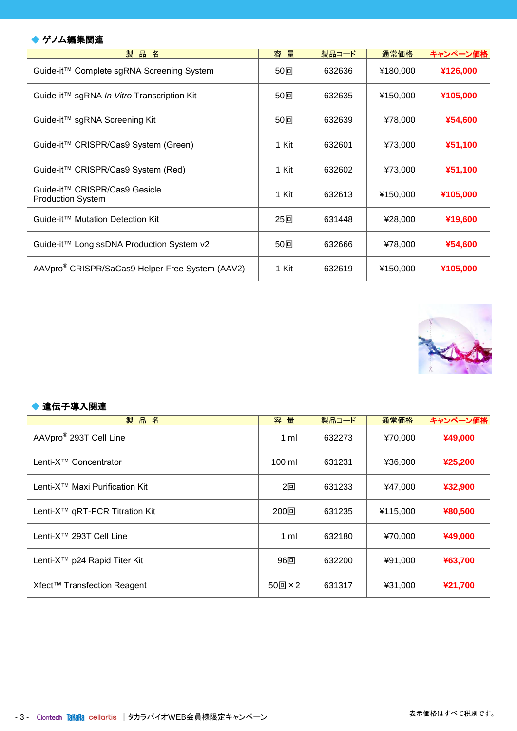### ◆ ゲノム編集関連

| 製　品　名 | 容　量 | 製品コード | 通常価格 | キャンペーン価格 |
|---|---|---|---|---|
| Guide-it™ Complete sgRNA Screening System | 50回 | 632636 | ¥180,000 | **¥126,000** |
| Guide-it™ sgRNA *In Vitro* Transcription Kit | 50回 | 632635 | ¥150,000 | **¥105,000** |
| Guide-it™ sgRNA Screening Kit | 50回 | 632639 | ¥78,000 | **¥54,600** |
| Guide-it™ CRISPR/Cas9 System (Green) | 1 Kit | 632601 | ¥73,000 | **¥51,100** |
| Guide-it™ CRISPR/Cas9 System (Red) | 1 Kit | 632602 | ¥73,000 | **¥51,100** |
| Guide-it™ CRISPR/Cas9 Gesicle Production System | 1 Kit | 632613 | ¥150,000 | **¥105,000** |
| Guide-it™ Mutation Detection Kit | 25回 | 631448 | ¥28,000 | **¥19,600** |
| Guide-it™ Long ssDNA Production System v2 | 50回 | 632666 | ¥78,000 | **¥54,600** |
| AAVpro® CRISPR/SaCas9 Helper Free System (AAV2) | 1 Kit | 632619 | ¥150,000 | **¥105,000** |

### ◆ 遺伝子導入関連

| 製　品　名 | 容　量 | 製品コード | 通常価格 | キャンペーン価格 |
|---|---|---|---|---|
| AAVpro® 293T Cell Line | 1 ml | 632273 | ¥70,000 | **¥49,000** |
| Lenti-X™ Concentrator | 100 ml | 631231 | ¥36,000 | **¥25,200** |
| Lenti-X™ Maxi Purification Kit | 2回 | 631233 | ¥47,000 | **¥32,900** |
| Lenti-X™ qRT-PCR Titration Kit | 200回 | 631235 | ¥115,000 | **¥80,500** |
| Lenti-X™ 293T Cell Line | 1 ml | 632180 | ¥70,000 | **¥49,000** |
| Lenti-X™ p24 Rapid Titer Kit | 96回 | 632200 | ¥91,000 | **¥63,700** |
| Xfect™ Transfection Reagent | 50回 × 2 | 631317 | ¥31,000 | **¥21,700** |

表示価格はすべて税別です。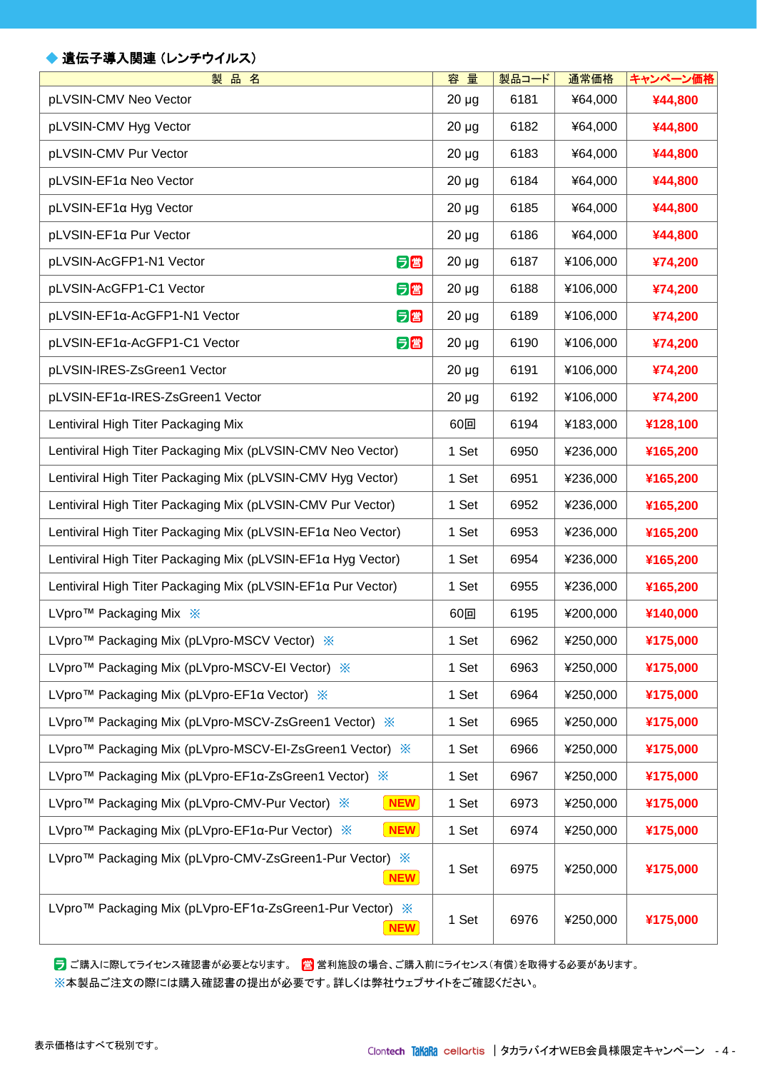### ◆ 遺伝子導入関連（レンチウイルス）

| 製 品 名 | 容 量 | 製品コード | 通常価格 | キャンペーン価格 |
|---|---|---|---|---|
| pLVSIN-CMV Neo Vector | 20 µg | 6181 | ¥64,000 | **¥44,800** |
| pLVSIN-CMV Hyg Vector | 20 µg | 6182 | ¥64,000 | **¥44,800** |
| pLVSIN-CMV Pur Vector | 20 µg | 6183 | ¥64,000 | **¥44,800** |
| pLVSIN-EF1α Neo Vector | 20 µg | 6184 | ¥64,000 | **¥44,800** |
| pLVSIN-EF1α Hyg Vector | 20 µg | 6185 | ¥64,000 | **¥44,800** |
| pLVSIN-EF1α Pur Vector | 20 µg | 6186 | ¥64,000 | **¥44,800** |
| pLVSIN-AcGFP1-N1 Vector ラ 営 | 20 µg | 6187 | ¥106,000 | **¥74,200** |
| pLVSIN-AcGFP1-C1 Vector ラ 営 | 20 µg | 6188 | ¥106,000 | **¥74,200** |
| pLVSIN-EF1α-AcGFP1-N1 Vector ラ 営 | 20 µg | 6189 | ¥106,000 | **¥74,200** |
| pLVSIN-EF1α-AcGFP1-C1 Vector ラ 営 | 20 µg | 6190 | ¥106,000 | **¥74,200** |
| pLVSIN-IRES-ZsGreen1 Vector | 20 µg | 6191 | ¥106,000 | **¥74,200** |
| pLVSIN-EF1α-IRES-ZsGreen1 Vector | 20 µg | 6192 | ¥106,000 | **¥74,200** |
| Lentiviral High Titer Packaging Mix | 60回 | 6194 | ¥183,000 | **¥128,100** |
| Lentiviral High Titer Packaging Mix (pLVSIN-CMV Neo Vector) | 1 Set | 6950 | ¥236,000 | **¥165,200** |
| Lentiviral High Titer Packaging Mix (pLVSIN-CMV Hyg Vector) | 1 Set | 6951 | ¥236,000 | **¥165,200** |
| Lentiviral High Titer Packaging Mix (pLVSIN-CMV Pur Vector) | 1 Set | 6952 | ¥236,000 | **¥165,200** |
| Lentiviral High Titer Packaging Mix (pLVSIN-EF1α Neo Vector) | 1 Set | 6953 | ¥236,000 | **¥165,200** |
| Lentiviral High Titer Packaging Mix (pLVSIN-EF1α Hyg Vector) | 1 Set | 6954 | ¥236,000 | **¥165,200** |
| Lentiviral High Titer Packaging Mix (pLVSIN-EF1α Pur Vector) | 1 Set | 6955 | ¥236,000 | **¥165,200** |
| LVpro™ Packaging Mix ※ | 60回 | 6195 | ¥200,000 | **¥140,000** |
| LVpro™ Packaging Mix (pLVpro-MSCV Vector) ※ | 1 Set | 6962 | ¥250,000 | **¥175,000** |
| LVpro™ Packaging Mix (pLVpro-MSCV-EI Vector) ※ | 1 Set | 6963 | ¥250,000 | **¥175,000** |
| LVpro™ Packaging Mix (pLVpro-EF1α Vector) ※ | 1 Set | 6964 | ¥250,000 | **¥175,000** |
| LVpro™ Packaging Mix (pLVpro-MSCV-ZsGreen1 Vector) ※ | 1 Set | 6965 | ¥250,000 | **¥175,000** |
| LVpro™ Packaging Mix (pLVpro-MSCV-EI-ZsGreen1 Vector) ※ | 1 Set | 6966 | ¥250,000 | **¥175,000** |
| LVpro™ Packaging Mix (pLVpro-EF1α-ZsGreen1 Vector) ※ | 1 Set | 6967 | ¥250,000 | **¥175,000** |
| LVpro™ Packaging Mix (pLVpro-CMV-Pur Vector) ※ NEW | 1 Set | 6973 | ¥250,000 | **¥175,000** |
| LVpro™ Packaging Mix (pLVpro-EF1α-Pur Vector) ※ NEW | 1 Set | 6974 | ¥250,000 | **¥175,000** |
| LVpro™ Packaging Mix (pLVpro-CMV-ZsGreen1-Pur Vector) ※ NEW | 1 Set | 6975 | ¥250,000 | **¥175,000** |
| LVpro™ Packaging Mix (pLVpro-EF1α-ZsGreen1-Pur Vector) ※ NEW | 1 Set | 6976 | ¥250,000 | **¥175,000** |

ラ ご購入に際してライセンス確認書が必要となります。 営 営利施設の場合、ご購入前にライセンス（有償）を取得する必要があります。
※本製品ご注文の際には購入確認書の提出が必要です。詳しくは弊社ウェブサイトをご確認ください。

表示価格はすべて税別です。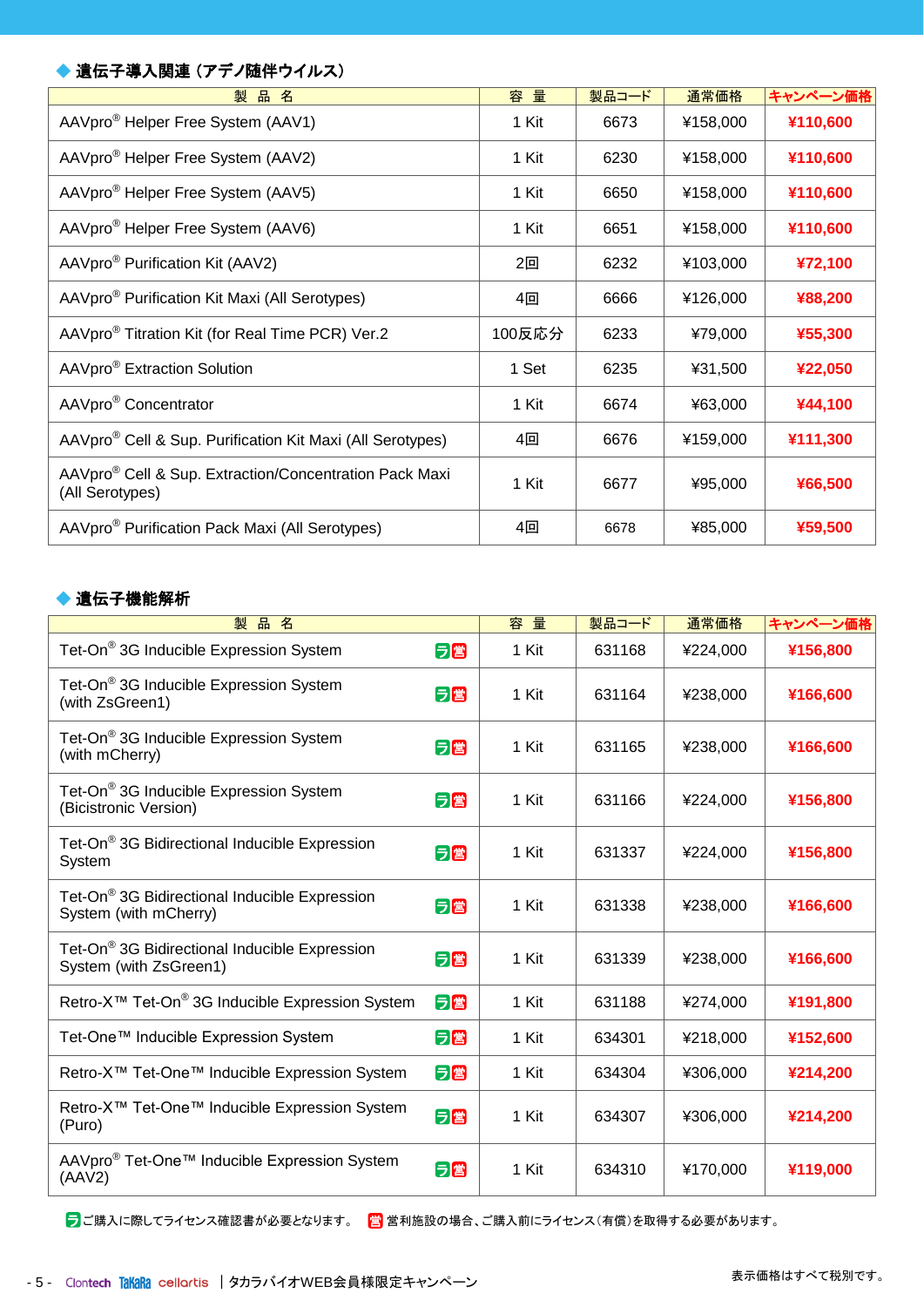## ◆ 遺伝子導入関連（アデノ随伴ウイルス）

| 製　品　名 | 容　量 | 製品コード | 通常価格 | キャンペーン価格 |
|---|---|---|---|---|
| AAVpro® Helper Free System (AAV1) | 1 Kit | 6673 | ¥158,000 | **¥110,600** |
| AAVpro® Helper Free System (AAV2) | 1 Kit | 6230 | ¥158,000 | **¥110,600** |
| AAVpro® Helper Free System (AAV5) | 1 Kit | 6650 | ¥158,000 | **¥110,600** |
| AAVpro® Helper Free System (AAV6) | 1 Kit | 6651 | ¥158,000 | **¥110,600** |
| AAVpro® Purification Kit (AAV2) | 2回 | 6232 | ¥103,000 | **¥72,100** |
| AAVpro® Purification Kit Maxi (All Serotypes) | 4回 | 6666 | ¥126,000 | **¥88,200** |
| AAVpro® Titration Kit (for Real Time PCR) Ver.2 | 100反応分 | 6233 | ¥79,000 | **¥55,300** |
| AAVpro® Extraction Solution | 1 Set | 6235 | ¥31,500 | **¥22,050** |
| AAVpro® Concentrator | 1 Kit | 6674 | ¥63,000 | **¥44,100** |
| AAVpro® Cell & Sup. Purification Kit Maxi (All Serotypes) | 4回 | 6676 | ¥159,000 | **¥111,300** |
| AAVpro® Cell & Sup. Extraction/Concentration Pack Maxi (All Serotypes) | 1 Kit | 6677 | ¥95,000 | **¥66,500** |
| AAVpro® Purification Pack Maxi (All Serotypes) | 4回 | 6678 | ¥85,000 | **¥59,500** |

## ◆ 遺伝子機能解析

| 製　品　名 | | 容　量 | 製品コード | 通常価格 | キャンペーン価格 |
|---|---|---|---|---|---|
| Tet-On® 3G Inducible Expression System | ラ 営 | 1 Kit | 631168 | ¥224,000 | **¥156,800** |
| Tet-On® 3G Inducible Expression System (with ZsGreen1) | ラ 営 | 1 Kit | 631164 | ¥238,000 | **¥166,600** |
| Tet-On® 3G Inducible Expression System (with mCherry) | ラ 営 | 1 Kit | 631165 | ¥238,000 | **¥166,600** |
| Tet-On® 3G Inducible Expression System (Bicistronic Version) | ラ 営 | 1 Kit | 631166 | ¥224,000 | **¥156,800** |
| Tet-On® 3G Bidirectional Inducible Expression System | ラ 営 | 1 Kit | 631337 | ¥224,000 | **¥156,800** |
| Tet-On® 3G Bidirectional Inducible Expression System (with mCherry) | ラ 営 | 1 Kit | 631338 | ¥238,000 | **¥166,600** |
| Tet-On® 3G Bidirectional Inducible Expression System (with ZsGreen1) | ラ 営 | 1 Kit | 631339 | ¥238,000 | **¥166,600** |
| Retro-X™ Tet-On® 3G Inducible Expression System | ラ 営 | 1 Kit | 631188 | ¥274,000 | **¥191,800** |
| Tet-One™ Inducible Expression System | ラ 営 | 1 Kit | 634301 | ¥218,000 | **¥152,600** |
| Retro-X™ Tet-One™ Inducible Expression System | ラ 営 | 1 Kit | 634304 | ¥306,000 | **¥214,200** |
| Retro-X™ Tet-One™ Inducible Expression System (Puro) | ラ 営 | 1 Kit | 634307 | ¥306,000 | **¥214,200** |
| AAVpro® Tet-One™ Inducible Expression System (AAV2) | ラ 営 | 1 Kit | 634310 | ¥170,000 | **¥119,000** |

ラ ご購入に際してライセンス確認書が必要となります。　営 営利施設の場合、ご購入前にライセンス（有償）を取得する必要があります。

表示価格はすべて税別です。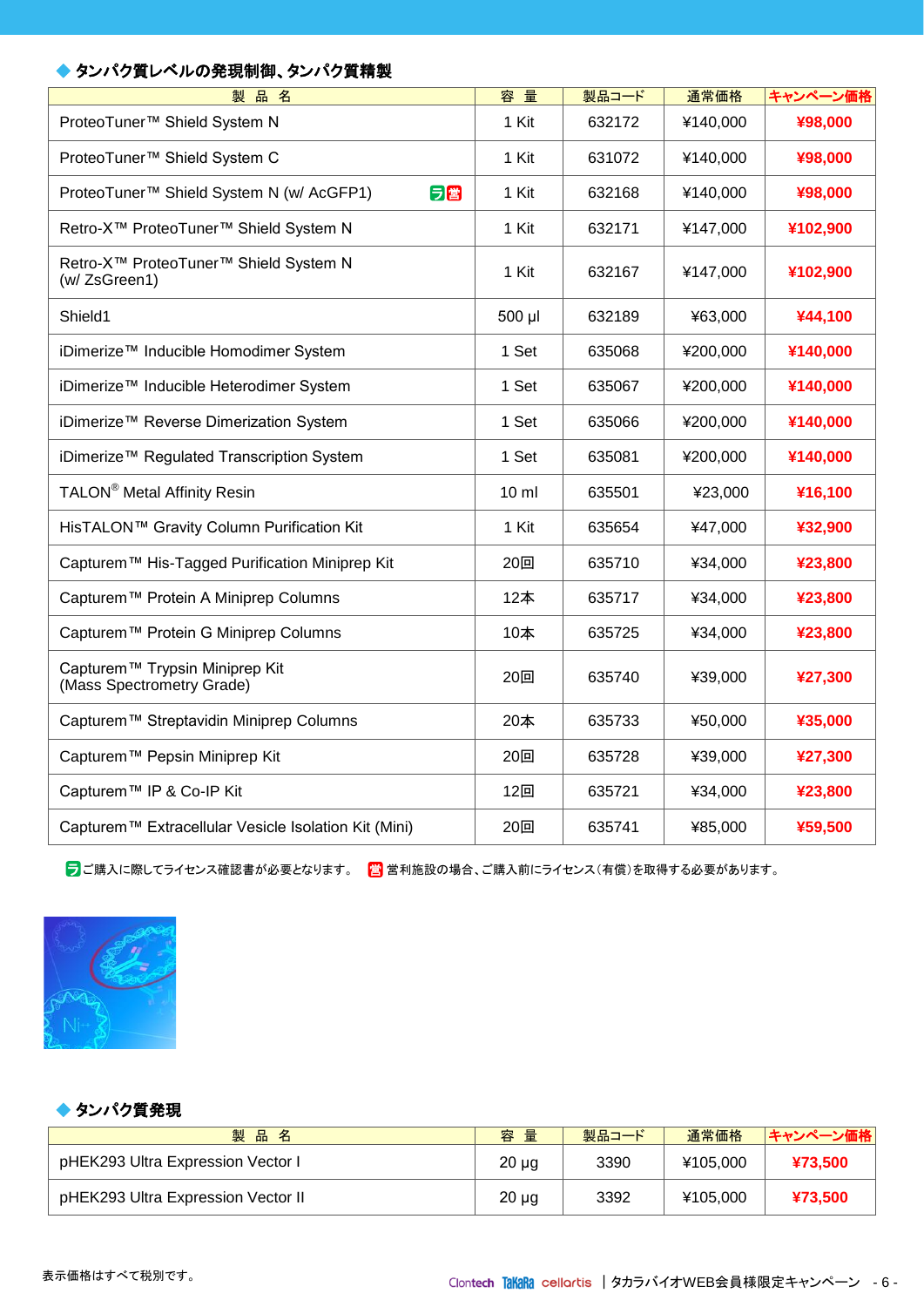## ◆ タンパク質レベルの発現制御、タンパク質精製

| 製 品 名 | 容 量 | 製品コード | 通常価格 | キャンペーン価格 |
|---|---|---|---|---|
| ProteoTuner™ Shield System N | 1 Kit | 632172 | ¥140,000 | **¥98,000** |
| ProteoTuner™ Shield System C | 1 Kit | 631072 | ¥140,000 | **¥98,000** |
| ProteoTuner™ Shield System N (w/ AcGFP1) ラ 営 | 1 Kit | 632168 | ¥140,000 | **¥98,000** |
| Retro-X™ ProteoTuner™ Shield System N | 1 Kit | 632171 | ¥147,000 | **¥102,900** |
| Retro-X™ ProteoTuner™ Shield System N (w/ ZsGreen1) | 1 Kit | 632167 | ¥147,000 | **¥102,900** |
| Shield1 | 500 μl | 632189 | ¥63,000 | **¥44,100** |
| iDimerize™ Inducible Homodimer System | 1 Set | 635068 | ¥200,000 | **¥140,000** |
| iDimerize™ Inducible Heterodimer System | 1 Set | 635067 | ¥200,000 | **¥140,000** |
| iDimerize™ Reverse Dimerization System | 1 Set | 635066 | ¥200,000 | **¥140,000** |
| iDimerize™ Regulated Transcription System | 1 Set | 635081 | ¥200,000 | **¥140,000** |
| TALON® Metal Affinity Resin | 10 ml | 635501 | ¥23,000 | **¥16,100** |
| HisTALON™ Gravity Column Purification Kit | 1 Kit | 635654 | ¥47,000 | **¥32,900** |
| Capturem™ His-Tagged Purification Miniprep Kit | 20回 | 635710 | ¥34,000 | **¥23,800** |
| Capturem™ Protein A Miniprep Columns | 12本 | 635717 | ¥34,000 | **¥23,800** |
| Capturem™ Protein G Miniprep Columns | 10本 | 635725 | ¥34,000 | **¥23,800** |
| Capturem™ Trypsin Miniprep Kit (Mass Spectrometry Grade) | 20回 | 635740 | ¥39,000 | **¥27,300** |
| Capturem™ Streptavidin Miniprep Columns | 20本 | 635733 | ¥50,000 | **¥35,000** |
| Capturem™ Pepsin Miniprep Kit | 20回 | 635728 | ¥39,000 | **¥27,300** |
| Capturem™ IP & Co-IP Kit | 12回 | 635721 | ¥34,000 | **¥23,800** |
| Capturem™ Extracellular Vesicle Isolation Kit (Mini) | 20回 | 635741 | ¥85,000 | **¥59,500** |

ラ ご購入に際してライセンス確認書が必要となります。　営 営利施設の場合、ご購入前にライセンス（有償）を取得する必要があります。

## ◆ タンパク質発現

| 製 品 名 | 容 量 | 製品コード | 通常価格 | キャンペーン価格 |
|---|---|---|---|---|
| pHEK293 Ultra Expression Vector I | 20 μg | 3390 | ¥105,000 | **¥73,500** |
| pHEK293 Ultra Expression Vector II | 20 μg | 3392 | ¥105,000 | **¥73,500** |

表示価格はすべて税別です。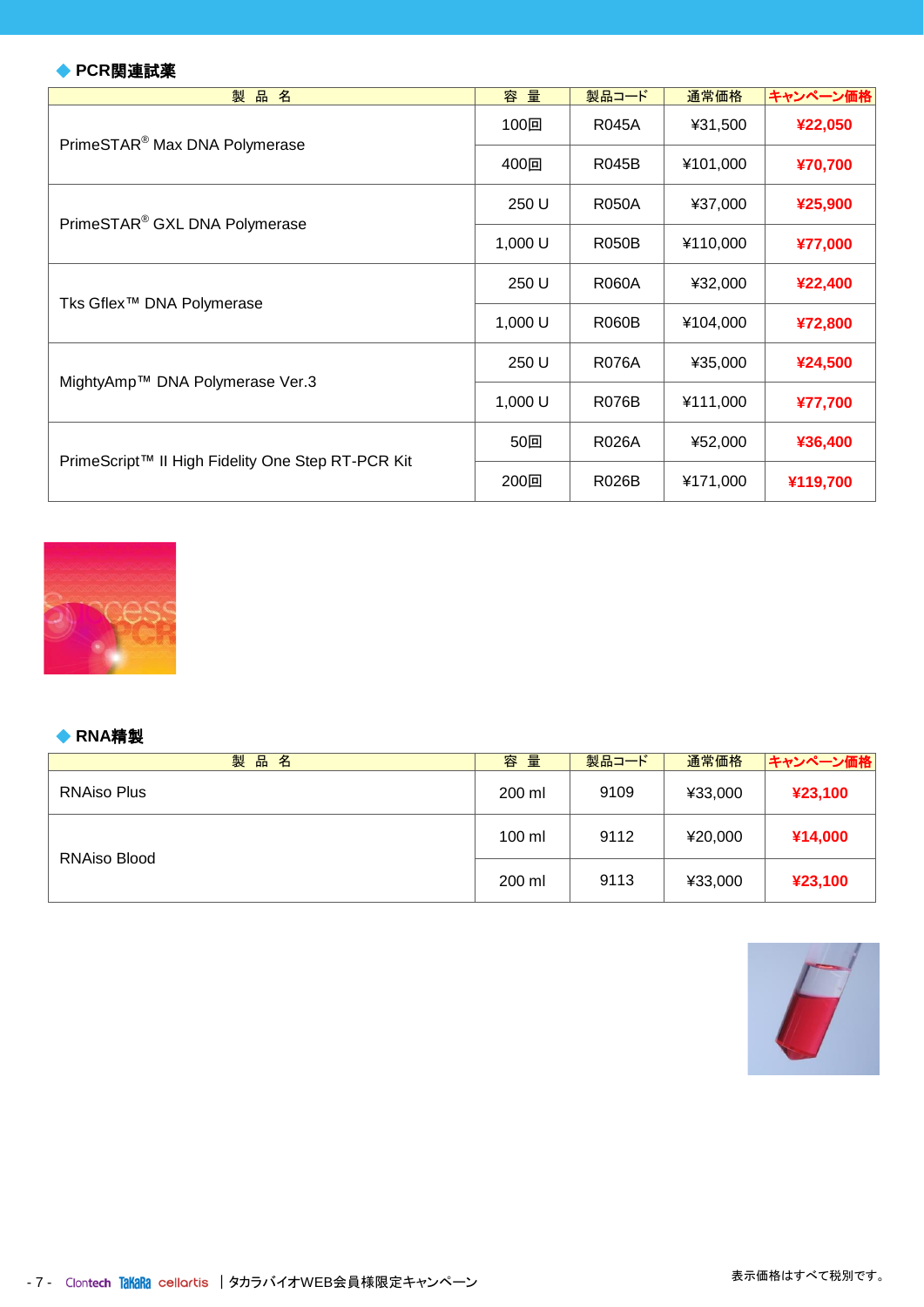## ◆ PCR関連試薬

| 製　品　名 | 容　量 | 製品コード | 通常価格 | キャンペーン価格 |
|---|---|---|---|---|
| PrimeSTAR® Max DNA Polymerase | 100回 | R045A | ¥31,500 | **¥22,050** |
| | 400回 | R045B | ¥101,000 | **¥70,700** |
| PrimeSTAR® GXL DNA Polymerase | 250 U | R050A | ¥37,000 | **¥25,900** |
| | 1,000 U | R050B | ¥110,000 | **¥77,000** |
| Tks Gflex™ DNA Polymerase | 250 U | R060A | ¥32,000 | **¥22,400** |
| | 1,000 U | R060B | ¥104,000 | **¥72,800** |
| MightyAmp™ DNA Polymerase Ver.3 | 250 U | R076A | ¥35,000 | **¥24,500** |
| | 1,000 U | R076B | ¥111,000 | **¥77,700** |
| PrimeScript™ II High Fidelity One Step RT-PCR Kit | 50回 | R026A | ¥52,000 | **¥36,400** |
| | 200回 | R026B | ¥171,000 | **¥119,700** |

## ◆ RNA精製

| 製　品　名 | 容　量 | 製品コード | 通常価格 | キャンペーン価格 |
|---|---|---|---|---|
| RNAiso Plus | 200 ml | 9109 | ¥33,000 | **¥23,100** |
| RNAiso Blood | 100 ml | 9112 | ¥20,000 | **¥14,000** |
| | 200 ml | 9113 | ¥33,000 | **¥23,100** |

表示価格はすべて税別です。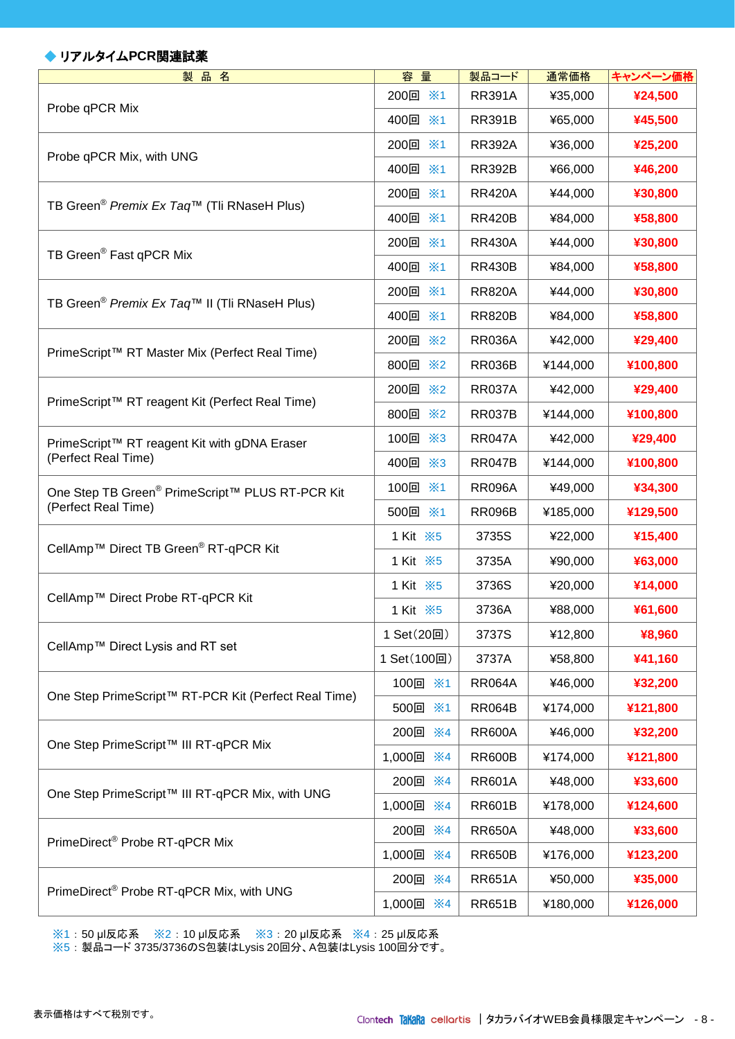### ◆ リアルタイムPCR関連試薬

| 製 品 名 | 容 量 | 製品コード | 通常価格 | キャンペーン価格 |
|---|---|---|---|---|
| Probe qPCR Mix | 200回 ※1 | RR391A | ¥35,000 | **¥24,500** |
| | 400回 ※1 | RR391B | ¥65,000 | **¥45,500** |
| Probe qPCR Mix, with UNG | 200回 ※1 | RR392A | ¥36,000 | **¥25,200** |
| | 400回 ※1 | RR392B | ¥66,000 | **¥46,200** |
| TB Green® *Premix Ex Taq*™ (Tli RNaseH Plus) | 200回 ※1 | RR420A | ¥44,000 | **¥30,800** |
| | 400回 ※1 | RR420B | ¥84,000 | **¥58,800** |
| TB Green® Fast qPCR Mix | 200回 ※1 | RR430A | ¥44,000 | **¥30,800** |
| | 400回 ※1 | RR430B | ¥84,000 | **¥58,800** |
| TB Green® *Premix Ex Taq*™ II (Tli RNaseH Plus) | 200回 ※1 | RR820A | ¥44,000 | **¥30,800** |
| | 400回 ※1 | RR820B | ¥84,000 | **¥58,800** |
| PrimeScript™ RT Master Mix (Perfect Real Time) | 200回 ※2 | RR036A | ¥42,000 | **¥29,400** |
| | 800回 ※2 | RR036B | ¥144,000 | **¥100,800** |
| PrimeScript™ RT reagent Kit (Perfect Real Time) | 200回 ※2 | RR037A | ¥42,000 | **¥29,400** |
| | 800回 ※2 | RR037B | ¥144,000 | **¥100,800** |
| PrimeScript™ RT reagent Kit with gDNA Eraser (Perfect Real Time) | 100回 ※3 | RR047A | ¥42,000 | **¥29,400** |
| | 400回 ※3 | RR047B | ¥144,000 | **¥100,800** |
| One Step TB Green® PrimeScript™ PLUS RT-PCR Kit (Perfect Real Time) | 100回 ※1 | RR096A | ¥49,000 | **¥34,300** |
| | 500回 ※1 | RR096B | ¥185,000 | **¥129,500** |
| CellAmp™ Direct TB Green® RT-qPCR Kit | 1 Kit ※5 | 3735S | ¥22,000 | **¥15,400** |
| | 1 Kit ※5 | 3735A | ¥90,000 | **¥63,000** |
| CellAmp™ Direct Probe RT-qPCR Kit | 1 Kit ※5 | 3736S | ¥20,000 | **¥14,000** |
| | 1 Kit ※5 | 3736A | ¥88,000 | **¥61,600** |
| CellAmp™ Direct Lysis and RT set | 1 Set(20回) | 3737S | ¥12,800 | **¥8,960** |
| | 1 Set(100回) | 3737A | ¥58,800 | **¥41,160** |
| One Step PrimeScript™ RT-PCR Kit (Perfect Real Time) | 100回 ※1 | RR064A | ¥46,000 | **¥32,200** |
| | 500回 ※1 | RR064B | ¥174,000 | **¥121,800** |
| One Step PrimeScript™ III RT-qPCR Mix | 200回 ※4 | RR600A | ¥46,000 | **¥32,200** |
| | 1,000回 ※4 | RR600B | ¥174,000 | **¥121,800** |
| One Step PrimeScript™ III RT-qPCR Mix, with UNG | 200回 ※4 | RR601A | ¥48,000 | **¥33,600** |
| | 1,000回 ※4 | RR601B | ¥178,000 | **¥124,600** |
| PrimeDirect® Probe RT-qPCR Mix | 200回 ※4 | RR650A | ¥48,000 | **¥33,600** |
| | 1,000回 ※4 | RR650B | ¥176,000 | **¥123,200** |
| PrimeDirect® Probe RT-qPCR Mix, with UNG | 200回 ※4 | RR651A | ¥50,000 | **¥35,000** |
| | 1,000回 ※4 | RR651B | ¥180,000 | **¥126,000** |

※1：50 μl反応系　※2：10 μl反応系　※3：20 μl反応系　※4：25 μl反応系
※5：製品コード 3735/3736のS包装はLysis 20回分、A包装はLysis 100回分です。

表示価格はすべて税別です。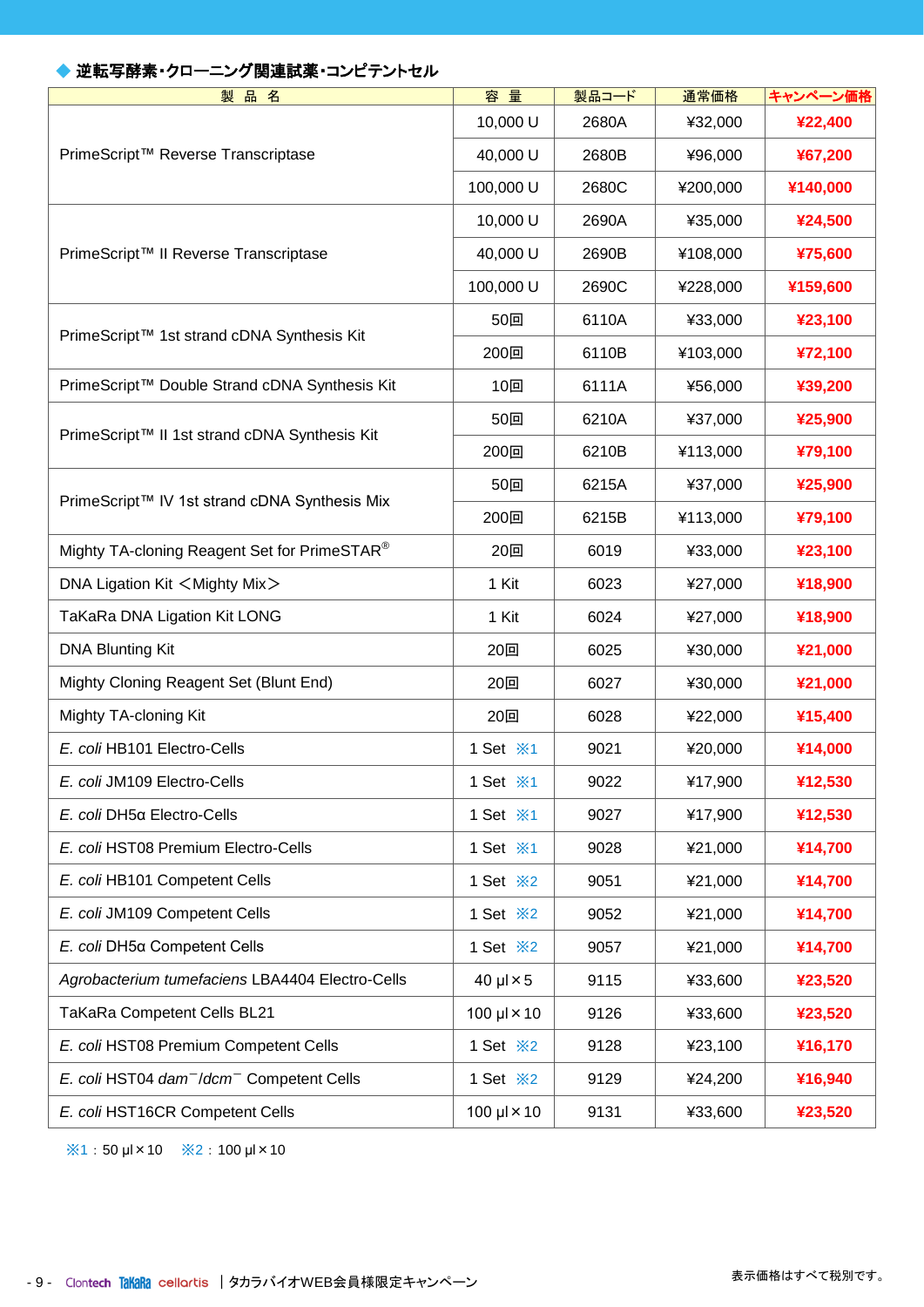## ◆ 逆転写酵素・クローニング関連試薬・コンピテントセル

| 製　品　名 | 容　量 | 製品コード | 通常価格 | キャンペーン価格 |
|---|---|---|---|---|
| PrimeScript™ Reverse Transcriptase | 10,000 U | 2680A | ¥32,000 | **¥22,400** |
| | 40,000 U | 2680B | ¥96,000 | **¥67,200** |
| | 100,000 U | 2680C | ¥200,000 | **¥140,000** |
| PrimeScript™ II Reverse Transcriptase | 10,000 U | 2690A | ¥35,000 | **¥24,500** |
| | 40,000 U | 2690B | ¥108,000 | **¥75,600** |
| | 100,000 U | 2690C | ¥228,000 | **¥159,600** |
| PrimeScript™ 1st strand cDNA Synthesis Kit | 50回 | 6110A | ¥33,000 | **¥23,100** |
| | 200回 | 6110B | ¥103,000 | **¥72,100** |
| PrimeScript™ Double Strand cDNA Synthesis Kit | 10回 | 6111A | ¥56,000 | **¥39,200** |
| PrimeScript™ II 1st strand cDNA Synthesis Kit | 50回 | 6210A | ¥37,000 | **¥25,900** |
| | 200回 | 6210B | ¥113,000 | **¥79,100** |
| PrimeScript™ IV 1st strand cDNA Synthesis Mix | 50回 | 6215A | ¥37,000 | **¥25,900** |
| | 200回 | 6215B | ¥113,000 | **¥79,100** |
| Mighty TA-cloning Reagent Set for PrimeSTAR® | 20回 | 6019 | ¥33,000 | **¥23,100** |
| DNA Ligation Kit ＜Mighty Mix＞ | 1 Kit | 6023 | ¥27,000 | **¥18,900** |
| TaKaRa DNA Ligation Kit LONG | 1 Kit | 6024 | ¥27,000 | **¥18,900** |
| DNA Blunting Kit | 20回 | 6025 | ¥30,000 | **¥21,000** |
| Mighty Cloning Reagent Set (Blunt End) | 20回 | 6027 | ¥30,000 | **¥21,000** |
| Mighty TA-cloning Kit | 20回 | 6028 | ¥22,000 | **¥15,400** |
| *E. coli* HB101 Electro-Cells | 1 Set ※1 | 9021 | ¥20,000 | **¥14,000** |
| *E. coli* JM109 Electro-Cells | 1 Set ※1 | 9022 | ¥17,900 | **¥12,530** |
| *E. coli* DH5α Electro-Cells | 1 Set ※1 | 9027 | ¥17,900 | **¥12,530** |
| *E. coli* HST08 Premium Electro-Cells | 1 Set ※1 | 9028 | ¥21,000 | **¥14,700** |
| *E. coli* HB101 Competent Cells | 1 Set ※2 | 9051 | ¥21,000 | **¥14,700** |
| *E. coli* JM109 Competent Cells | 1 Set ※2 | 9052 | ¥21,000 | **¥14,700** |
| *E. coli* DH5α Competent Cells | 1 Set ※2 | 9057 | ¥21,000 | **¥14,700** |
| *Agrobacterium tumefaciens* LBA4404 Electro-Cells | 40 μl×5 | 9115 | ¥33,600 | **¥23,520** |
| TaKaRa Competent Cells BL21 | 100 μl×10 | 9126 | ¥33,600 | **¥23,520** |
| *E. coli* HST08 Premium Competent Cells | 1 Set ※2 | 9128 | ¥23,100 | **¥16,170** |
| *E. coli* HST04 *dam*⁻/*dcm*⁻ Competent Cells | 1 Set ※2 | 9129 | ¥24,200 | **¥16,940** |
| *E. coli* HST16CR Competent Cells | 100 μl×10 | 9131 | ¥33,600 | **¥23,520** |

※1：50 μl×10　※2：100 μl×10

表示価格はすべて税別です。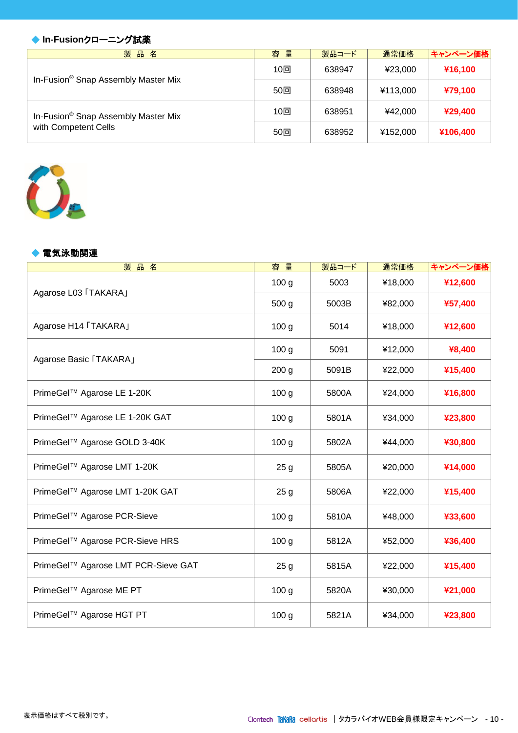## ◆ In-Fusionクローニング試薬

| 製　品　名 | 容　量 | 製品コード | 通常価格 | キャンペーン価格 |
|---|---|---|---|---|
| In-Fusion® Snap Assembly Master Mix | 10回 | 638947 | ¥23,000 | **¥16,100** |
| | 50回 | 638948 | ¥113,000 | **¥79,100** |
| In-Fusion® Snap Assembly Master Mix with Competent Cells | 10回 | 638951 | ¥42,000 | **¥29,400** |
| | 50回 | 638952 | ¥152,000 | **¥106,400** |

## ◆ 電気泳動関連

| 製　品　名 | 容　量 | 製品コード | 通常価格 | キャンペーン価格 |
|---|---|---|---|---|
| Agarose L03「TAKARA」 | 100 g | 5003 | ¥18,000 | **¥12,600** |
| | 500 g | 5003B | ¥82,000 | **¥57,400** |
| Agarose H14「TAKARA」 | 100 g | 5014 | ¥18,000 | **¥12,600** |
| Agarose Basic「TAKARA」 | 100 g | 5091 | ¥12,000 | **¥8,400** |
| | 200 g | 5091B | ¥22,000 | **¥15,400** |
| PrimeGel™ Agarose LE 1-20K | 100 g | 5800A | ¥24,000 | **¥16,800** |
| PrimeGel™ Agarose LE 1-20K GAT | 100 g | 5801A | ¥34,000 | **¥23,800** |
| PrimeGel™ Agarose GOLD 3-40K | 100 g | 5802A | ¥44,000 | **¥30,800** |
| PrimeGel™ Agarose LMT 1-20K | 25 g | 5805A | ¥20,000 | **¥14,000** |
| PrimeGel™ Agarose LMT 1-20K GAT | 25 g | 5806A | ¥22,000 | **¥15,400** |
| PrimeGel™ Agarose PCR-Sieve | 100 g | 5810A | ¥48,000 | **¥33,600** |
| PrimeGel™ Agarose PCR-Sieve HRS | 100 g | 5812A | ¥52,000 | **¥36,400** |
| PrimeGel™ Agarose LMT PCR-Sieve GAT | 25 g | 5815A | ¥22,000 | **¥15,400** |
| PrimeGel™ Agarose ME PT | 100 g | 5820A | ¥30,000 | **¥21,000** |
| PrimeGel™ Agarose HGT PT | 100 g | 5821A | ¥34,000 | **¥23,800** |

表示価格はすべて税別です。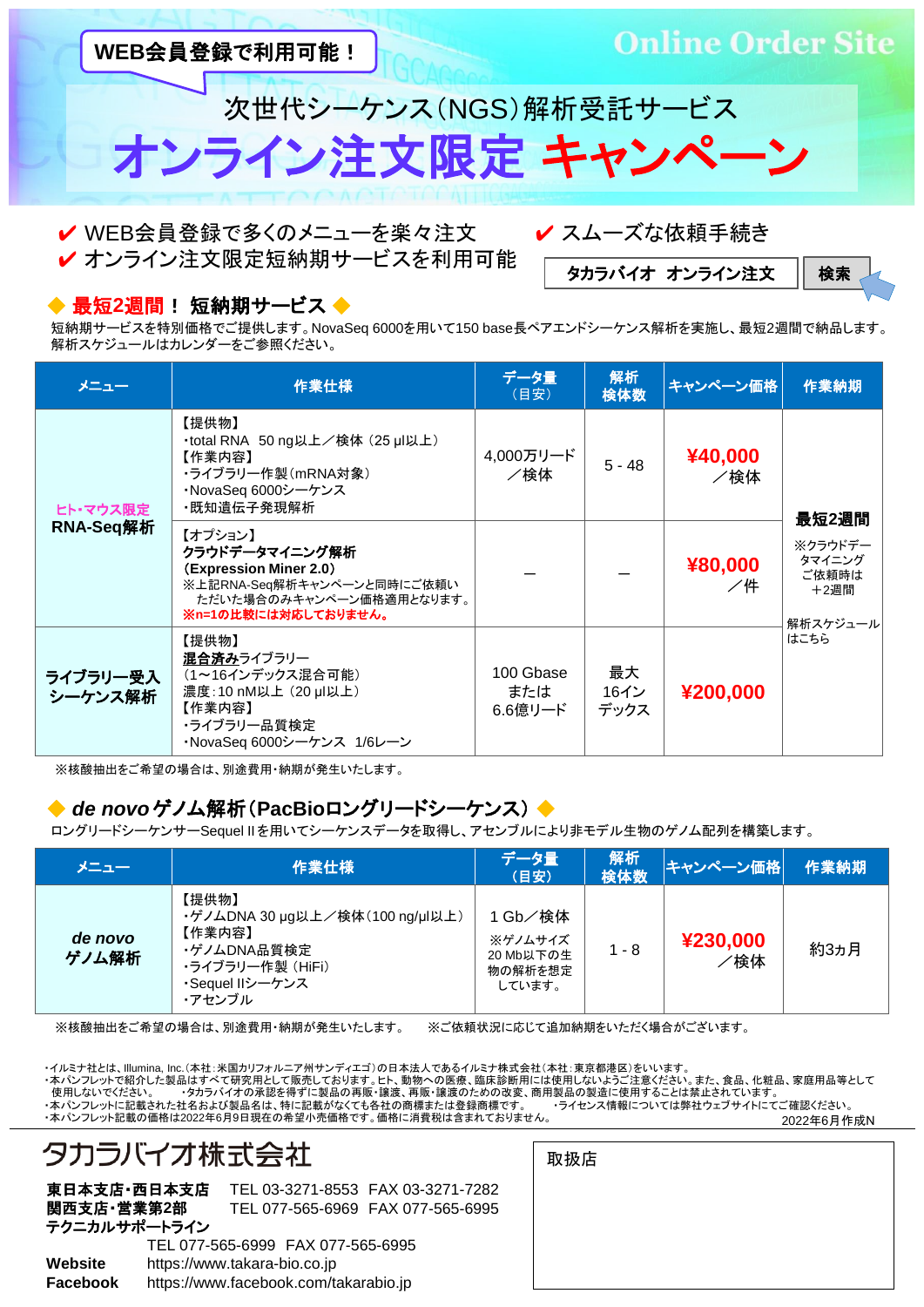WEB会員登録で利用可能！

Online Order Site

# 次世代シーケンス（NGS）解析受託サービス
# オンライン注文限定 キャンペーン

- ✔ WEB会員登録で多くのメニューを楽々注文
- ✔ オンライン注文限定短納期サービスを利用可能
- ✔ スムーズな依頼手続き

タカラバイオ　オンライン注文　検索

## ◆ 最短2週間！ 短納期サービス ◆

短納期サービスを特別価格でご提供します。NovaSeq 6000を用いて150 base長ペアエンドシーケンス解析を実施し、最短2週間で納品します。解析スケジュールはカレンダーをご参照ください。

| メニュー | 作業仕様 | データ量（目安） | 解析検体数 | キャンペーン価格 | 作業納期 |
|---|---|---|---|---|---|
| ヒト・マウス限定 **RNA-Seq解析** | 【提供物】<br>・total RNA　50 ng以上／検体（25 µl以上）<br>【作業内容】<br>・ライブラリー作製（mRNA対象）<br>・NovaSeq 6000シーケンス<br>・既知遺伝子発現解析 | 4,000万リード／検体 | 5 - 48 | **¥40,000**／検体 | **最短2週間**<br>※クラウドデータマイニングご依頼時は＋2週間<br><br>解析スケジュールはこちら |
| | 【オプション】<br>**クラウドデータマイニング解析（Expression Miner 2.0）**<br>※上記RNA-Seq解析キャンペーンと同時にご依頼いただいた場合のみキャンペーン価格適用となります。<br>**※n=1の比較には対応しておりません。** | – | – | **¥80,000**／件 | |
| **ライブラリー受入シーケンス解析** | 【提供物】<br>**混合済み**ライブラリー<br>（1～16インデックス混合可能）<br>濃度：10 nM以上（20 µl以上）<br>【作業内容】<br>・ライブラリー品質検定<br>・NovaSeq 6000シーケンス　1/6レーン | 100 Gbase または 6.6億リード | 最大16インデックス | **¥200,000** | |

※核酸抽出をご希望の場合は、別途費用・納期が発生いたします。

## ◆ *de novo* ゲノム解析（PacBioロングリードシーケンス）◆

ロングリードシーケンサーSequel IIを用いてシーケンスデータを取得し、アセンブルにより非モデル生物のゲノム配列を構築します。

| メニュー | 作業仕様 | データ量（目安） | 解析検体数 | キャンペーン価格 | 作業納期 |
|---|---|---|---|---|---|
| ***de novo* ゲノム解析** | 【提供物】<br>・ゲノムDNA 30 µg以上／検体（100 ng/µl以上）<br>【作業内容】<br>・ゲノムDNA品質検定<br>・ライブラリー作製（HiFi）<br>・Sequel IIシーケンス<br>・アセンブル | 1 Gb／検体<br>※ゲノムサイズ20 Mb以下の生物の解析を想定しています。 | 1 - 8 | **¥230,000**／検体 | 約3カ月 |

※核酸抽出をご希望の場合は、別途費用・納期が発生いたします。　※ご依頼状況に応じて追加納期をいただく場合がございます。

・イルミナ社とは、Illumina, Inc.（本社：米国カリフォルニア州サンディエゴ）の日本法人であるイルミナ株式会社（本社：東京都港区）をいいます。
・本パンフレットで紹介した製品はすべて研究用として販売しております。ヒト、動物への医療、臨床診断用には使用しないようご注意ください。また、食品、化粧品、家庭用品等として使用しないでください。　・タカラバイオの承認を得ずに製品の再販・譲渡、再販・譲渡のための改変、商用製品の製造に使用することは禁止されています。
・本パンフレットに記載された社名および製品名は、特に記載がなくても各社の商標または登録商標です。　・ライセンス情報については弊社ウェブサイトにてご確認ください。
・本パンフレット記載の価格は2022年6月9日現在の希望小売価格です。価格に消費税は含まれておりません。

2022年6月作成N

**タカラバイオ株式会社**

**東日本支店・西日本支店**　TEL 03-3271-8553　FAX 03-3271-7282
**関西支店・営業第2部**　TEL 077-565-6969　FAX 077-565-6995
**テクニカルサポートライン**　TEL 077-565-6999　FAX 077-565-6995
**Website**　https://www.takara-bio.co.jp
**Facebook**　https://www.facebook.com/takarabio.jp

取扱店